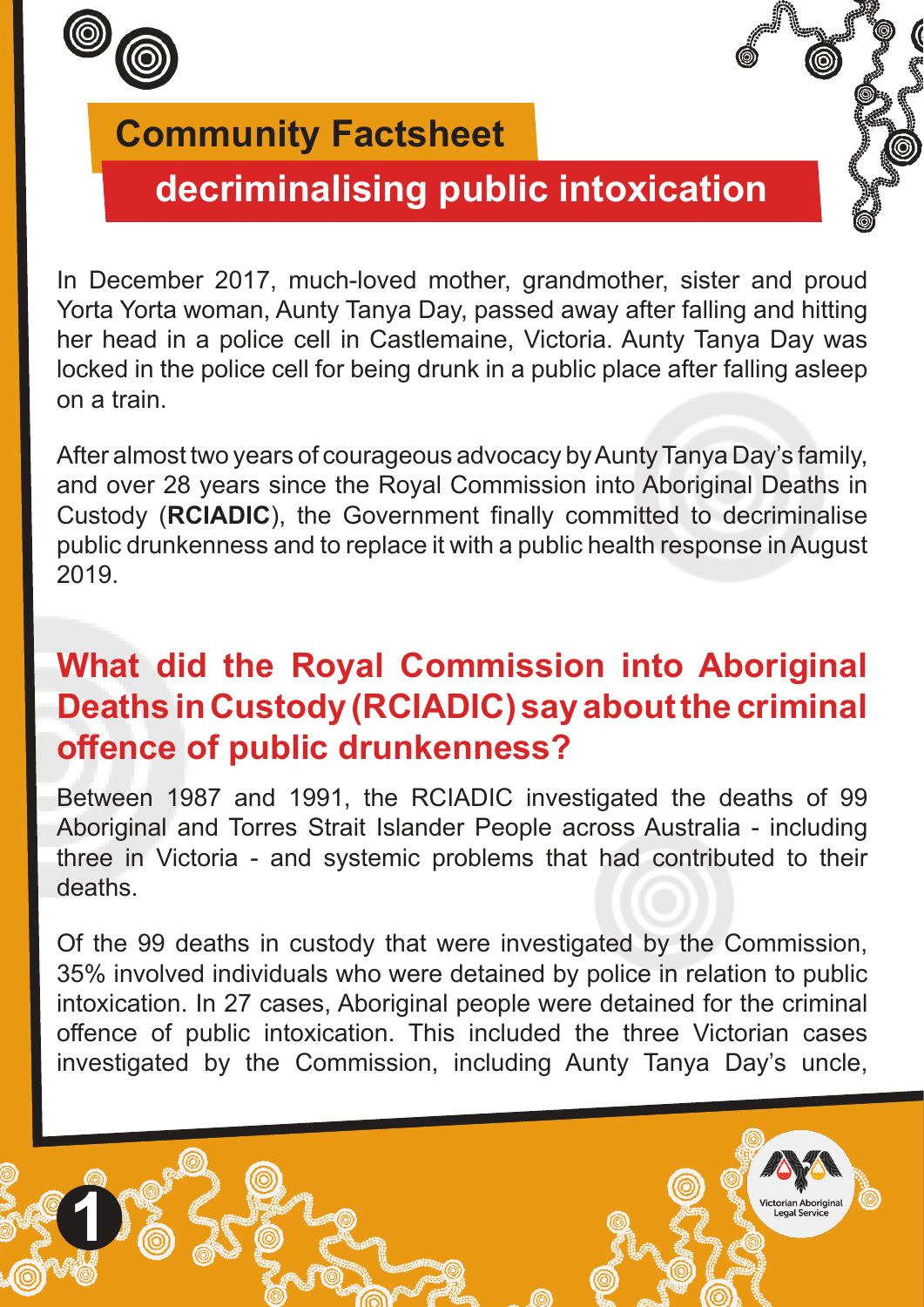# Community Factsheet

## decriminalising public intoxication

In December 2017, much-loved mother, grandmother, sister and proud Yorta Yorta woman, Aunty Tanya Day, passed away after falling and hitting her head in a police cell in Castlemaine, Victoria. Aunty Tanya Day was locked in the police cell for being drunk in a public place after falling asleep on a train.

After almost two years of courageous advocacy by Aunty Tanya Day's family, and over 28 years since the Royal Commission into Aboriginal Deaths in Custody (**RCIADIC**), the Government finally committed to decriminalise public drunkenness and to replace it with a public health response in August 2019.

## What did the Royal Commission into Aboriginal Deaths in Custody (RCIADIC) say about the criminal offence of public drunkenness?

Between 1987 and 1991, the RCIADIC investigated the deaths of 99 Aboriginal and Torres Strait Islander People across Australia - including three in Victoria - and systemic problems that had contributed to their deaths.

Of the 99 deaths in custody that were investigated by the Commission, 35% involved individuals who were detained by police in relation to public intoxication. In 27 cases, Aboriginal people were detained for the criminal offence of public intoxication. This included the three Victorian cases investigated by the Commission, including Aunty Tanya Day's uncle,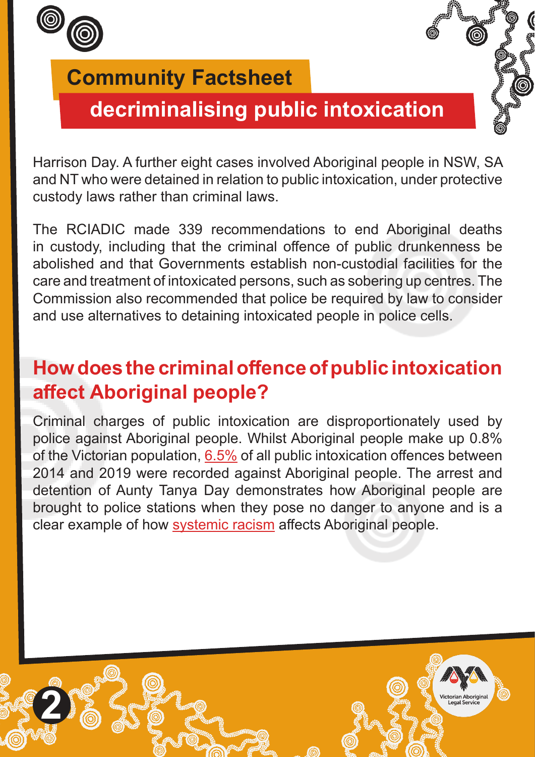Harrison Day. A further eight cases involved Aboriginal people in NSW, SA and NT who were detained in relation to public intoxication, under protective custody laws rather than criminal laws.

The RCIADIC made 339 recommendations to end Aboriginal deaths in custody, including that the criminal offence of public drunkenness be abolished and that Governments establish non-custodial facilities for the care and treatment of intoxicated persons, such as sobering up centres. The Commission also recommended that police be required by law to consider and use alternatives to detaining intoxicated people in police cells.

## How does the criminal offence of public intoxication affect Aboriginal people?

Criminal charges of public intoxication are disproportionately used by police against Aboriginal people. Whilst Aboriginal people make up 0.8% of the Victorian population, 6.5% of all public intoxication offences between 2014 and 2019 were recorded against Aboriginal people. The arrest and detention of Aunty Tanya Day demonstrates how Aboriginal people are brought to police stations when they pose no danger to anyone and is a clear example of how systemic racism affects Aboriginal people.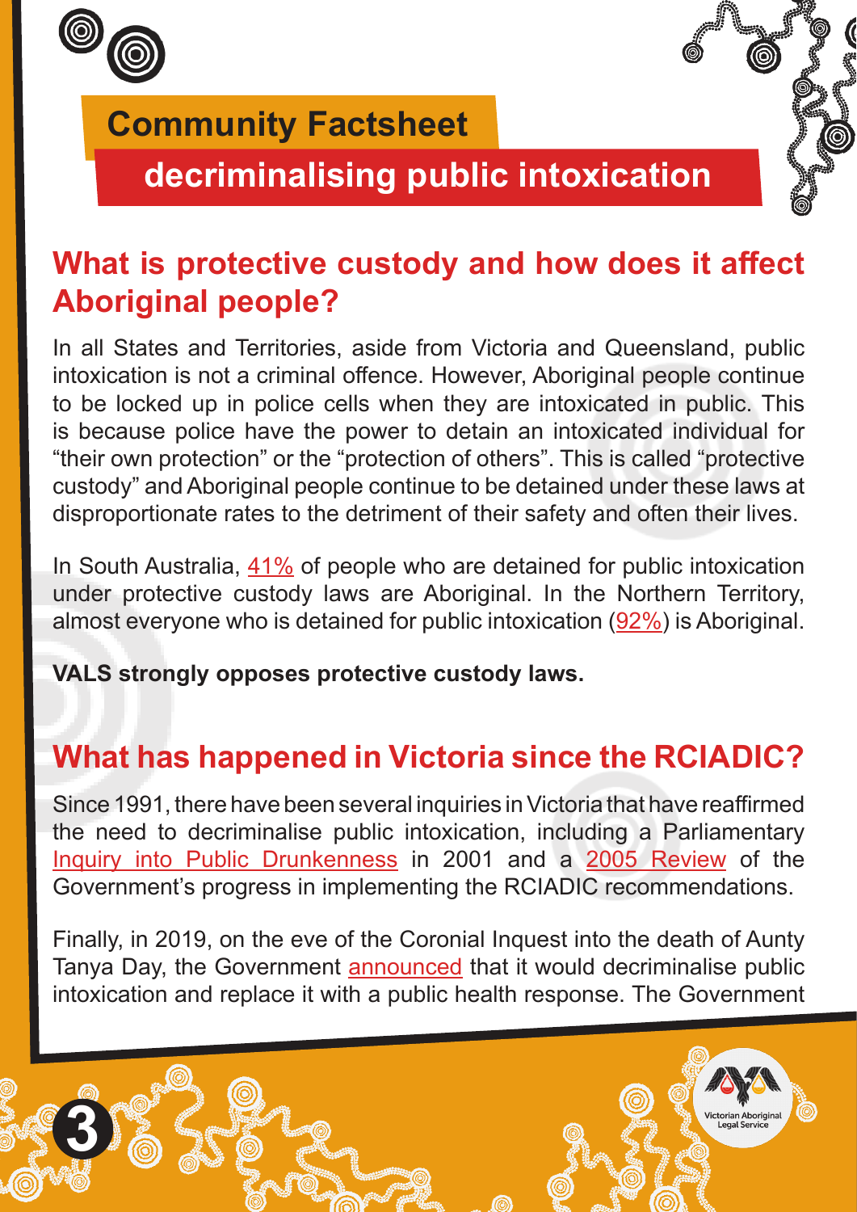## Community Factsheet

## decriminalising public intoxication

### What is protective custody and how does it affect Aboriginal people?

In all States and Territories, aside from Victoria and Queensland, public intoxication is not a criminal offence. However, Aboriginal people continue to be locked up in police cells when they are intoxicated in public. This is because police have the power to detain an intoxicated individual for "their own protection" or the "protection of others". This is called "protective custody" and Aboriginal people continue to be detained under these laws at disproportionate rates to the detriment of their safety and often their lives.

In South Australia, 41% of people who are detained for public intoxication under protective custody laws are Aboriginal. In the Northern Territory, almost everyone who is detained for public intoxication (92%) is Aboriginal.

**VALS strongly opposes protective custody laws.**

### What has happened in Victoria since the RCIADIC?

Since 1991, there have been several inquiries in Victoria that have reaffirmed the need to decriminalise public intoxication, including a Parliamentary Inquiry into Public Drunkenness in 2001 and a 2005 Review of the Government's progress in implementing the RCIADIC recommendations.

Finally, in 2019, on the eve of the Coronial Inquest into the death of Aunty Tanya Day, the Government announced that it would decriminalise public intoxication and replace it with a public health response. The Government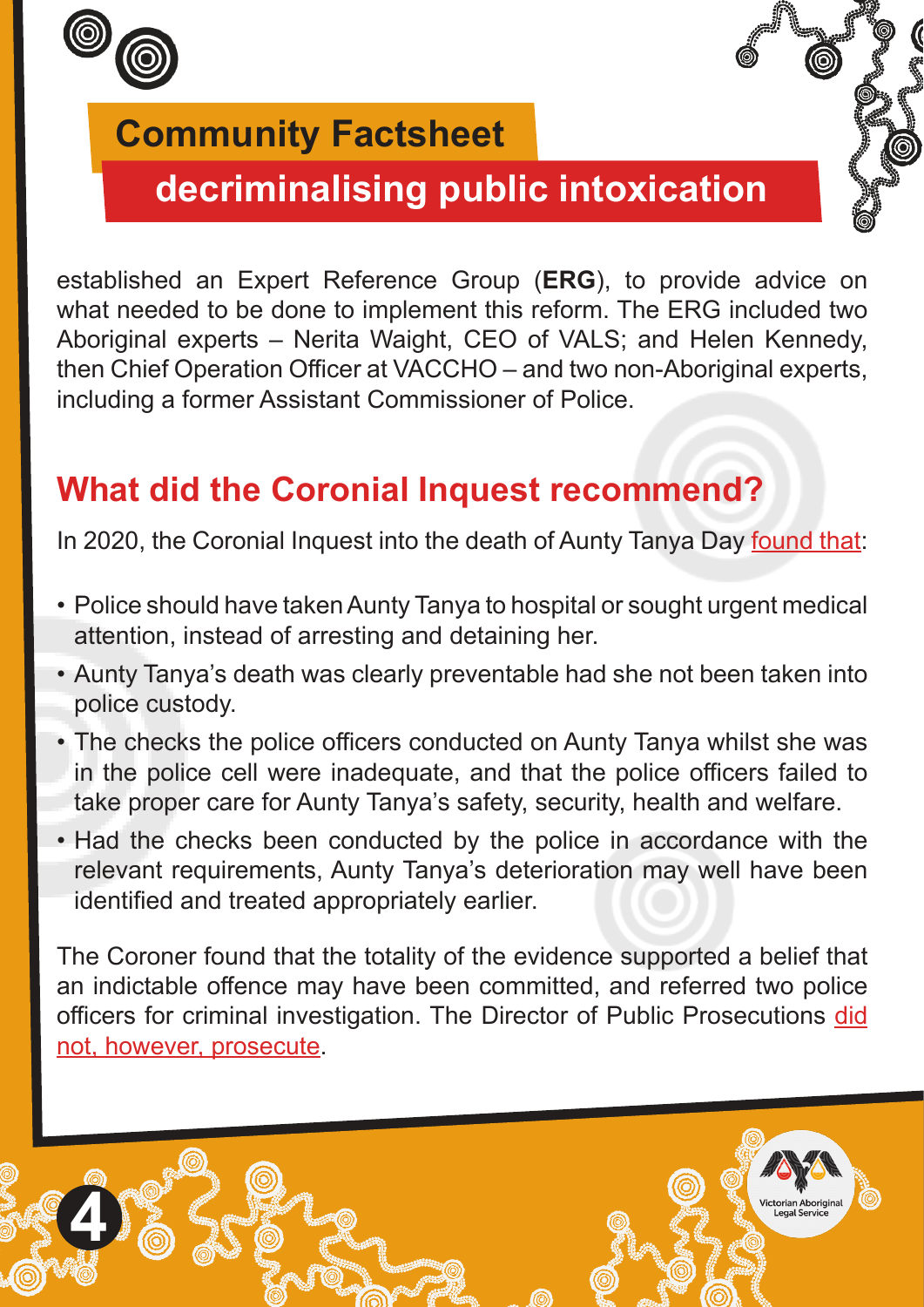established an Expert Reference Group (**ERG**), to provide advice on what needed to be done to implement this reform. The ERG included two Aboriginal experts – Nerita Waight, CEO of VALS; and Helen Kennedy, then Chief Operation Officer at VACCHO – and two non-Aboriginal experts, including a former Assistant Commissioner of Police.

## What did the Coronial Inquest recommend?

In 2020, the Coronial Inquest into the death of Aunty Tanya Day found that:

- Police should have taken Aunty Tanya to hospital or sought urgent medical attention, instead of arresting and detaining her.
- Aunty Tanya's death was clearly preventable had she not been taken into police custody.
- The checks the police officers conducted on Aunty Tanya whilst she was in the police cell were inadequate, and that the police officers failed to take proper care for Aunty Tanya's safety, security, health and welfare.
- Had the checks been conducted by the police in accordance with the relevant requirements, Aunty Tanya's deterioration may well have been identified and treated appropriately earlier.

The Coroner found that the totality of the evidence supported a belief that an indictable offence may have been committed, and referred two police officers for criminal investigation. The Director of Public Prosecutions did not, however, prosecute.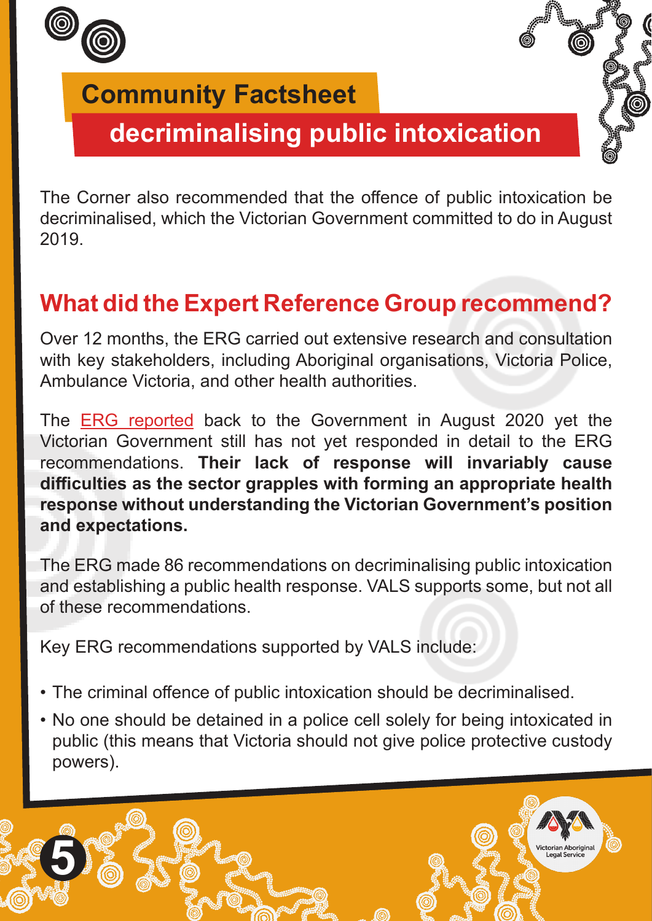# Community Factsheet

## decriminalising public intoxication

The Corner also recommended that the offence of public intoxication be decriminalised, which the Victorian Government committed to do in August 2019.

## What did the Expert Reference Group recommend?

Over 12 months, the ERG carried out extensive research and consultation with key stakeholders, including Aboriginal organisations, Victoria Police, Ambulance Victoria, and other health authorities.

The ERG reported back to the Government in August 2020 yet the Victorian Government still has not yet responded in detail to the ERG recommendations. **Their lack of response will invariably cause difficulties as the sector grapples with forming an appropriate health response without understanding the Victorian Government's position and expectations.**

The ERG made 86 recommendations on decriminalising public intoxication and establishing a public health response. VALS supports some, but not all of these recommendations.

Key ERG recommendations supported by VALS include:

- The criminal offence of public intoxication should be decriminalised.
- No one should be detained in a police cell solely for being intoxicated in public (this means that Victoria should not give police protective custody powers).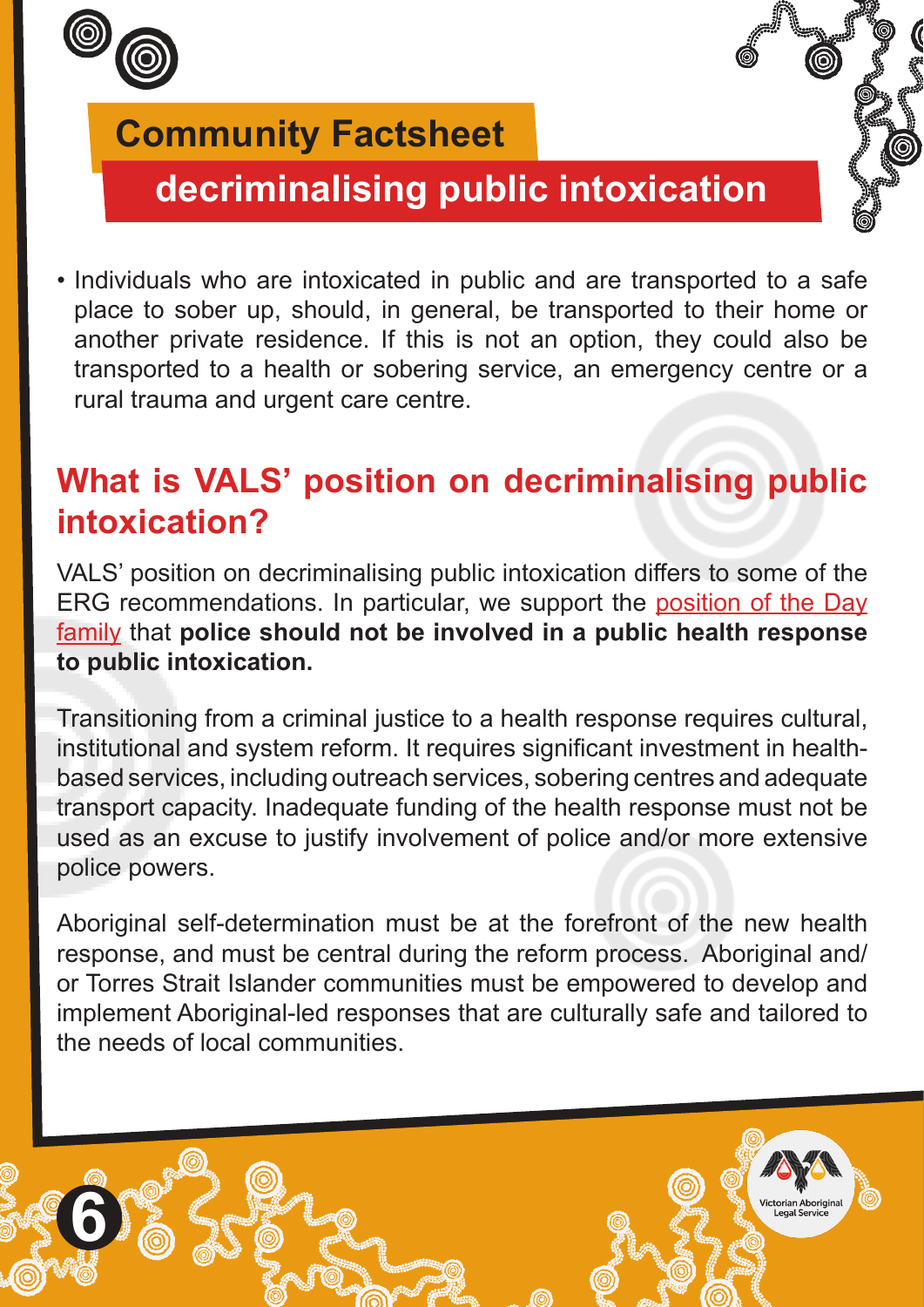# Community Factsheet

## decriminalising public intoxication

- Individuals who are intoxicated in public and are transported to a safe place to sober up, should, in general, be transported to their home or another private residence. If this is not an option, they could also be transported to a health or sobering service, an emergency centre or a rural trauma and urgent care centre.

## What is VALS' position on decriminalising public intoxication?

VALS' position on decriminalising public intoxication differs to some of the ERG recommendations. In particular, we support the position of the Day family that **police should not be involved in a public health response to public intoxication.**

Transitioning from a criminal justice to a health response requires cultural, institutional and system reform. It requires significant investment in health-based services, including outreach services, sobering centres and adequate transport capacity. Inadequate funding of the health response must not be used as an excuse to justify involvement of police and/or more extensive police powers.

Aboriginal self-determination must be at the forefront of the new health response, and must be central during the reform process. Aboriginal and/or Torres Strait Islander communities must be empowered to develop and implement Aboriginal-led responses that are culturally safe and tailored to the needs of local communities.

Victorian Aboriginal Legal Service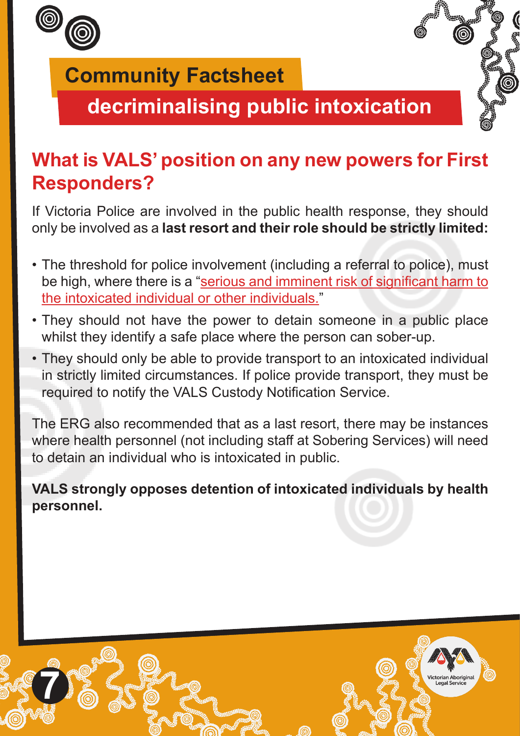# Community Factsheet

## decriminalising public intoxication

### What is VALS' position on any new powers for First Responders?

If Victoria Police are involved in the public health response, they should only be involved as a **last resort and their role should be strictly limited:**

- The threshold for police involvement (including a referral to police), must be high, where there is a "serious and imminent risk of significant harm to the intoxicated individual or other individuals."
- They should not have the power to detain someone in a public place whilst they identify a safe place where the person can sober-up.
- They should only be able to provide transport to an intoxicated individual in strictly limited circumstances. If police provide transport, they must be required to notify the VALS Custody Notification Service.

The ERG also recommended that as a last resort, there may be instances where health personnel (not including staff at Sobering Services) will need to detain an individual who is intoxicated in public.

**VALS strongly opposes detention of intoxicated individuals by health personnel.**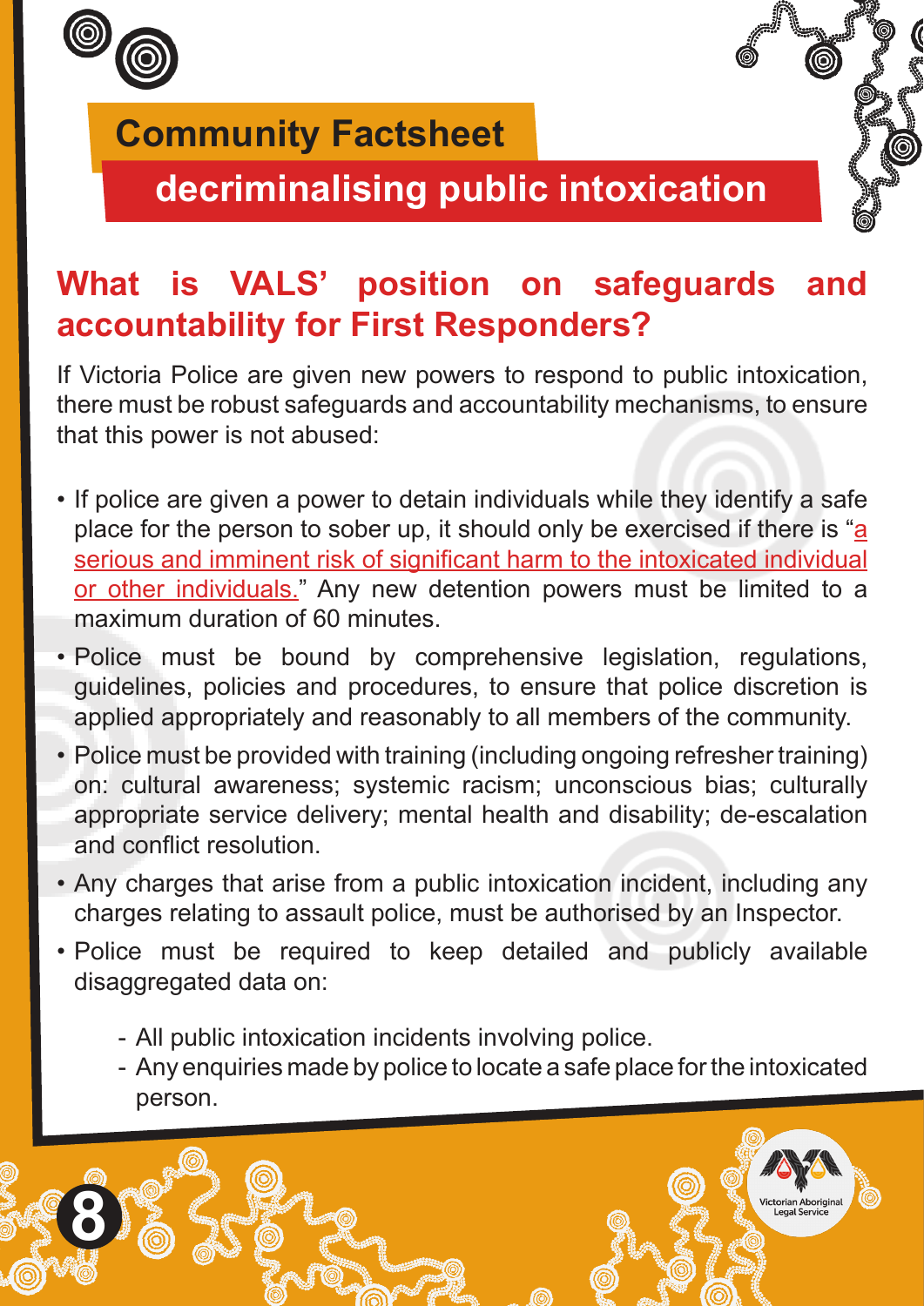Community Factsheet

# decriminalising public intoxication

## What is VALS' position on safeguards and accountability for First Responders?

If Victoria Police are given new powers to respond to public intoxication, there must be robust safeguards and accountability mechanisms, to ensure that this power is not abused:

- If police are given a power to detain individuals while they identify a safe place for the person to sober up, it should only be exercised if there is "a serious and imminent risk of significant harm to the intoxicated individual or other individuals." Any new detention powers must be limited to a maximum duration of 60 minutes.
- Police must be bound by comprehensive legislation, regulations, guidelines, policies and procedures, to ensure that police discretion is applied appropriately and reasonably to all members of the community.
- Police must be provided with training (including ongoing refresher training) on: cultural awareness; systemic racism; unconscious bias; culturally appropriate service delivery; mental health and disability; de-escalation and conflict resolution.
- Any charges that arise from a public intoxication incident, including any charges relating to assault police, must be authorised by an Inspector.
- Police must be required to keep detailed and publicly available disaggregated data on:
  - All public intoxication incidents involving police.
  - Any enquiries made by police to locate a safe place for the intoxicated person.

Victorian Aboriginal Legal Service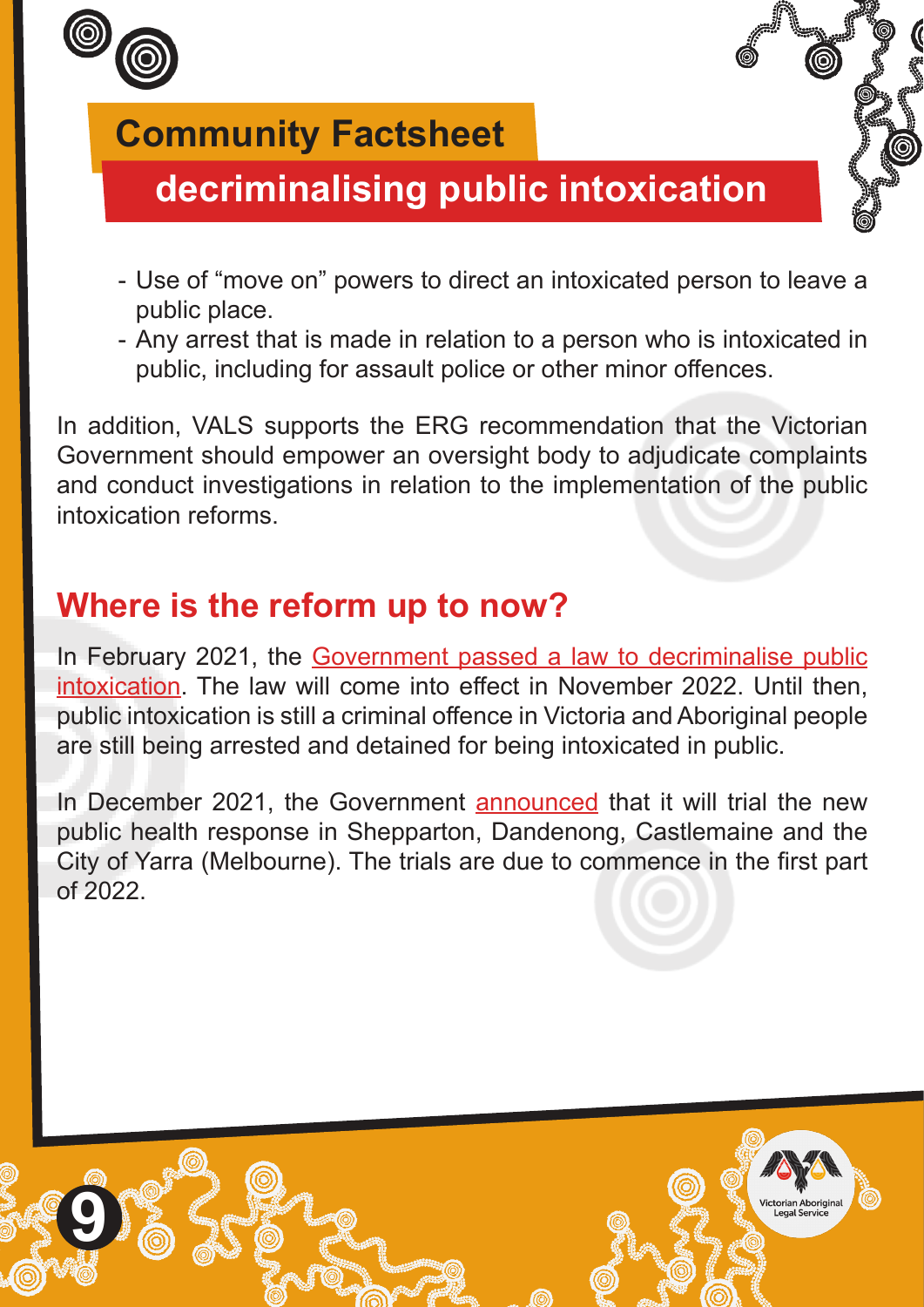# Community Factsheet

## decriminalising public intoxication

- Use of "move on" powers to direct an intoxicated person to leave a public place.
- Any arrest that is made in relation to a person who is intoxicated in public, including for assault police or other minor offences.

In addition, VALS supports the ERG recommendation that the Victorian Government should empower an oversight body to adjudicate complaints and conduct investigations in relation to the implementation of the public intoxication reforms.

## Where is the reform up to now?

In February 2021, the Government passed a law to decriminalise public intoxication. The law will come into effect in November 2022. Until then, public intoxication is still a criminal offence in Victoria and Aboriginal people are still being arrested and detained for being intoxicated in public.

In December 2021, the Government announced that it will trial the new public health response in Shepparton, Dandenong, Castlemaine and the City of Yarra (Melbourne). The trials are due to commence in the first part of 2022.

Victorian Aboriginal Legal Service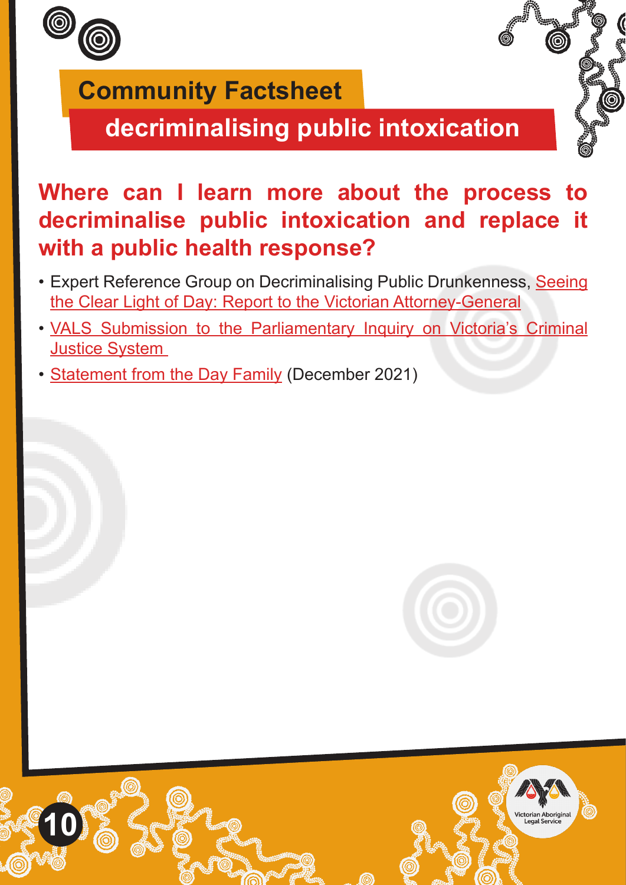Community Factsheet

# decriminalising public intoxication

## Where can I learn more about the process to decriminalise public intoxication and replace it with a public health response?

- Expert Reference Group on Decriminalising Public Drunkenness, Seeing the Clear Light of Day: Report to the Victorian Attorney-General
- VALS Submission to the Parliamentary Inquiry on Victoria's Criminal Justice System
- Statement from the Day Family (December 2021)

Victorian Aboriginal Legal Service